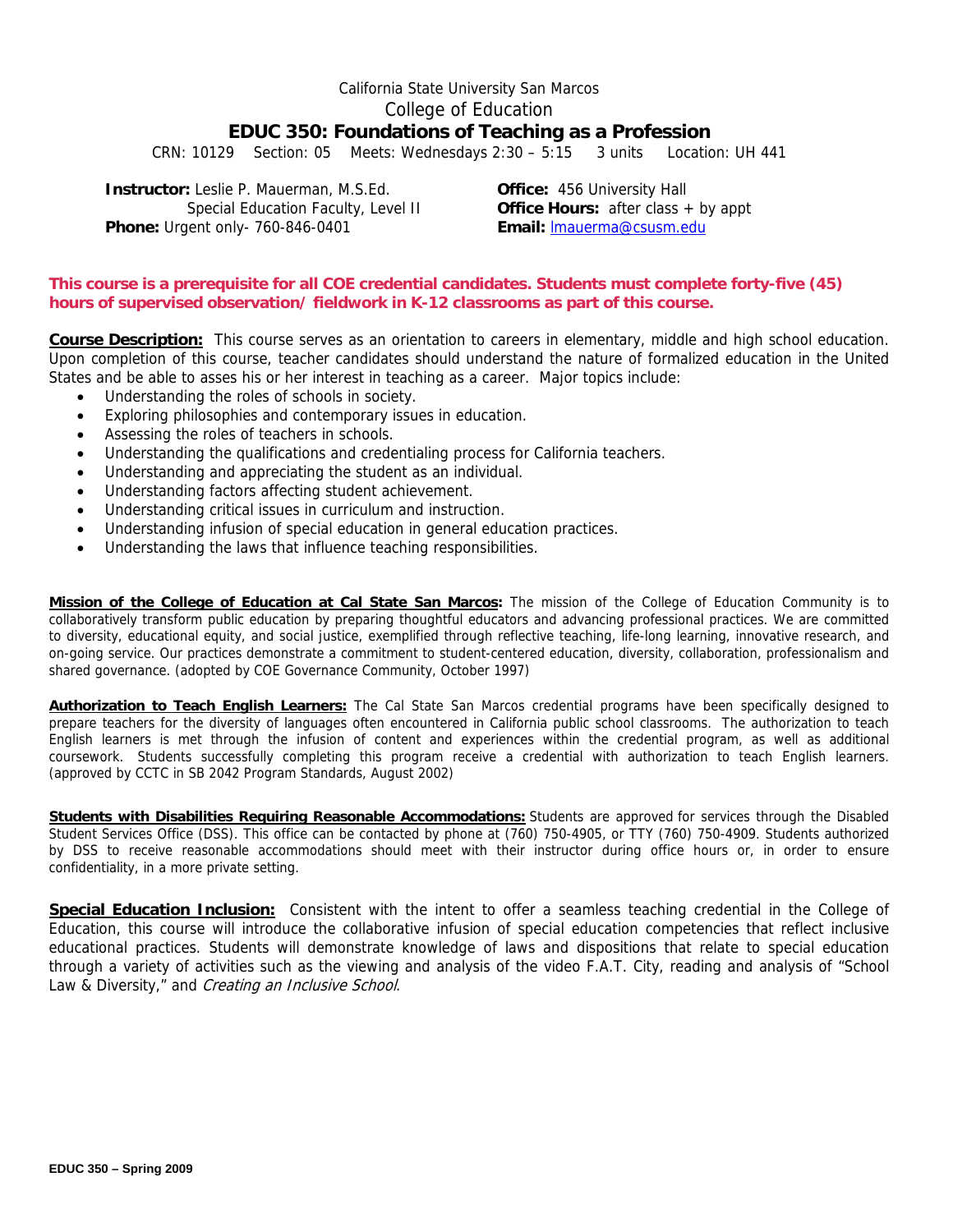California State University San Marcos

College of Education

# EDUC 350: Foundations of Teaching as a Profession

CRN: 10129 Section: 05 Meets: Wednesdays 2:30 – 5:15 3 units Location: UH 441

**Instructor:** Leslie P. Mauerman, M.S.Ed.
Special Education Faculty, Level II
**Phone:** Urgent only- 760-846-0401

**Office:** 456 University Hall
**Office Hours:** after class + by appt
**Email:** lmauerma@csusm.edu

**This course is a prerequisite for all COE credential candidates. Students must complete forty-five (45) hours of supervised observation/ fieldwork in K-12 classrooms as part of this course.**

**Course Description:** This course serves as an orientation to careers in elementary, middle and high school education. Upon completion of this course, teacher candidates should understand the nature of formalized education in the United States and be able to asses his or her interest in teaching as a career. Major topics include:

- Understanding the roles of schools in society.
- Exploring philosophies and contemporary issues in education.
- Assessing the roles of teachers in schools.
- Understanding the qualifications and credentialing process for California teachers.
- Understanding and appreciating the student as an individual.
- Understanding factors affecting student achievement.
- Understanding critical issues in curriculum and instruction.
- Understanding infusion of special education in general education practices.
- Understanding the laws that influence teaching responsibilities.

**Mission of the College of Education at Cal State San Marcos:** The mission of the College of Education Community is to collaboratively transform public education by preparing thoughtful educators and advancing professional practices. We are committed to diversity, educational equity, and social justice, exemplified through reflective teaching, life-long learning, innovative research, and on-going service. Our practices demonstrate a commitment to student-centered education, diversity, collaboration, professionalism and shared governance. (adopted by COE Governance Community, October 1997)

**Authorization to Teach English Learners:** The Cal State San Marcos credential programs have been specifically designed to prepare teachers for the diversity of languages often encountered in California public school classrooms. The authorization to teach English learners is met through the infusion of content and experiences within the credential program, as well as additional coursework. Students successfully completing this program receive a credential with authorization to teach English learners. (approved by CCTC in SB 2042 Program Standards, August 2002)

**Students with Disabilities Requiring Reasonable Accommodations:** Students are approved for services through the Disabled Student Services Office (DSS). This office can be contacted by phone at (760) 750-4905, or TTY (760) 750-4909. Students authorized by DSS to receive reasonable accommodations should meet with their instructor during office hours or, in order to ensure confidentiality, in a more private setting.

**Special Education Inclusion:** Consistent with the intent to offer a seamless teaching credential in the College of Education, this course will introduce the collaborative infusion of special education competencies that reflect inclusive educational practices. Students will demonstrate knowledge of laws and dispositions that relate to special education through a variety of activities such as the viewing and analysis of the video F.A.T. City, reading and analysis of "School Law & Diversity," and *Creating an Inclusive School*.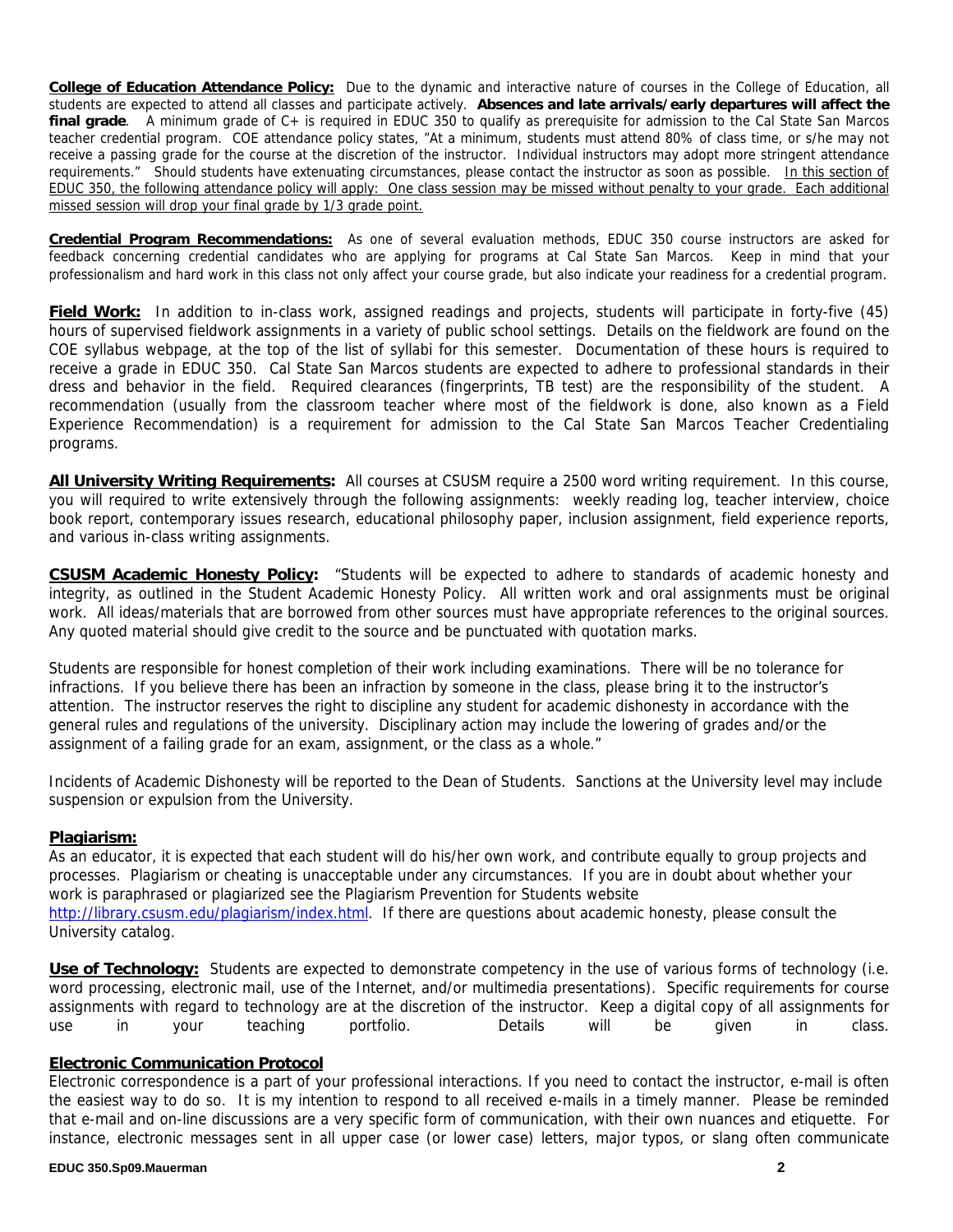**College of Education Attendance Policy:** Due to the dynamic and interactive nature of courses in the College of Education, all students are expected to attend all classes and participate actively. **Absences and late arrivals/early departures will affect the final grade**. A minimum grade of C+ is required in EDUC 350 to qualify as prerequisite for admission to the Cal State San Marcos teacher credential program. COE attendance policy states, "At a minimum, students must attend 80% of class time, or s/he may not receive a passing grade for the course at the discretion of the instructor. Individual instructors may adopt more stringent attendance requirements." Should students have extenuating circumstances, please contact the instructor as soon as possible. In this section of EDUC 350, the following attendance policy will apply: One class session may be missed without penalty to your grade. Each additional missed session will drop your final grade by 1/3 grade point.

**Credential Program Recommendations:** As one of several evaluation methods, EDUC 350 course instructors are asked for feedback concerning credential candidates who are applying for programs at Cal State San Marcos. Keep in mind that your professionalism and hard work in this class not only affect your course grade, but also indicate your readiness for a credential program.

**Field Work:** In addition to in-class work, assigned readings and projects, students will participate in forty-five (45) hours of supervised fieldwork assignments in a variety of public school settings. Details on the fieldwork are found on the COE syllabus webpage, at the top of the list of syllabi for this semester. Documentation of these hours is required to receive a grade in EDUC 350. Cal State San Marcos students are expected to adhere to professional standards in their dress and behavior in the field. Required clearances (fingerprints, TB test) are the responsibility of the student. A recommendation (usually from the classroom teacher where most of the fieldwork is done, also known as a Field Experience Recommendation) is a requirement for admission to the Cal State San Marcos Teacher Credentialing programs.

**All University Writing Requirements:** All courses at CSUSM require a 2500 word writing requirement. In this course, you will required to write extensively through the following assignments: weekly reading log, teacher interview, choice book report, contemporary issues research, educational philosophy paper, inclusion assignment, field experience reports, and various in-class writing assignments.

**CSUSM Academic Honesty Policy:** "Students will be expected to adhere to standards of academic honesty and integrity, as outlined in the Student Academic Honesty Policy. All written work and oral assignments must be original work. All ideas/materials that are borrowed from other sources must have appropriate references to the original sources. Any quoted material should give credit to the source and be punctuated with quotation marks.

Students are responsible for honest completion of their work including examinations. There will be no tolerance for infractions. If you believe there has been an infraction by someone in the class, please bring it to the instructor's attention. The instructor reserves the right to discipline any student for academic dishonesty in accordance with the general rules and regulations of the university. Disciplinary action may include the lowering of grades and/or the assignment of a failing grade for an exam, assignment, or the class as a whole."

Incidents of Academic Dishonesty will be reported to the Dean of Students. Sanctions at the University level may include suspension or expulsion from the University.

**Plagiarism:**
As an educator, it is expected that each student will do his/her own work, and contribute equally to group projects and processes. Plagiarism or cheating is unacceptable under any circumstances. If you are in doubt about whether your work is paraphrased or plagiarized see the Plagiarism Prevention for Students website http://library.csusm.edu/plagiarism/index.html. If there are questions about academic honesty, please consult the University catalog.

**Use of Technology:** Students are expected to demonstrate competency in the use of various forms of technology (i.e. word processing, electronic mail, use of the Internet, and/or multimedia presentations). Specific requirements for course assignments with regard to technology are at the discretion of the instructor. Keep a digital copy of all assignments for use in your teaching portfolio. Details will be given in class.

**Electronic Communication Protocol**
Electronic correspondence is a part of your professional interactions. If you need to contact the instructor, e-mail is often the easiest way to do so. It is my intention to respond to all received e-mails in a timely manner. Please be reminded that e-mail and on-line discussions are a very specific form of communication, with their own nuances and etiquette. For instance, electronic messages sent in all upper case (or lower case) letters, major typos, or slang often communicate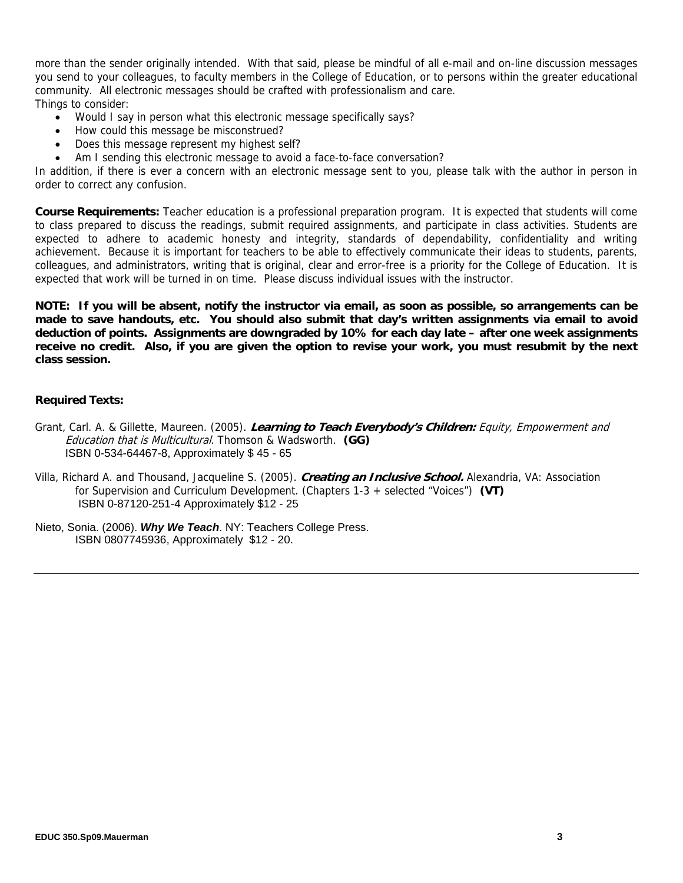more than the sender originally intended. With that said, please be mindful of all e-mail and on-line discussion messages you send to your colleagues, to faculty members in the College of Education, or to persons within the greater educational community. All electronic messages should be crafted with professionalism and care.

Things to consider:

- Would I say in person what this electronic message specifically says?
- How could this message be misconstrued?
- Does this message represent my highest self?
- Am I sending this electronic message to avoid a face-to-face conversation?

In addition, if there is ever a concern with an electronic message sent to you, please talk with the author in person in order to correct any confusion.

**Course Requirements:** Teacher education is a professional preparation program. It is expected that students will come to class prepared to discuss the readings, submit required assignments, and participate in class activities. Students are expected to adhere to academic honesty and integrity, standards of dependability, confidentiality and writing achievement. Because it is important for teachers to be able to effectively communicate their ideas to students, parents, colleagues, and administrators, writing that is original, clear and error-free is a priority for the College of Education. It is expected that work will be turned in on time. Please discuss individual issues with the instructor.

**NOTE: If you will be absent, notify the instructor via email, as soon as possible, so arrangements can be made to save handouts, etc. You should also submit that day's written assignments via email to avoid deduction of points. Assignments are downgraded by 10% for each day late – after one week assignments receive no credit. Also, if you are given the option to revise your work, you must resubmit by the next class session.**

**Required Texts:**

Grant, Carl. A. & Gillette, Maureen. (2005). ***Learning to Teach Everybody's Children:*** *Equity, Empowerment and Education that is Multicultural.* Thomson & Wadsworth. **(GG)**
ISBN 0-534-64467-8, Approximately $ 45 - 65

Villa, Richard A. and Thousand, Jacqueline S. (2005). ***Creating an Inclusive School.*** Alexandria, VA: Association for Supervision and Curriculum Development. (Chapters 1-3 + selected "Voices") **(VT)**
ISBN 0-87120-251-4 Approximately $12 - 25

Nieto, Sonia. (2006). ***Why We Teach***. NY: Teachers College Press.
ISBN 0807745936, Approximately $12 - 20.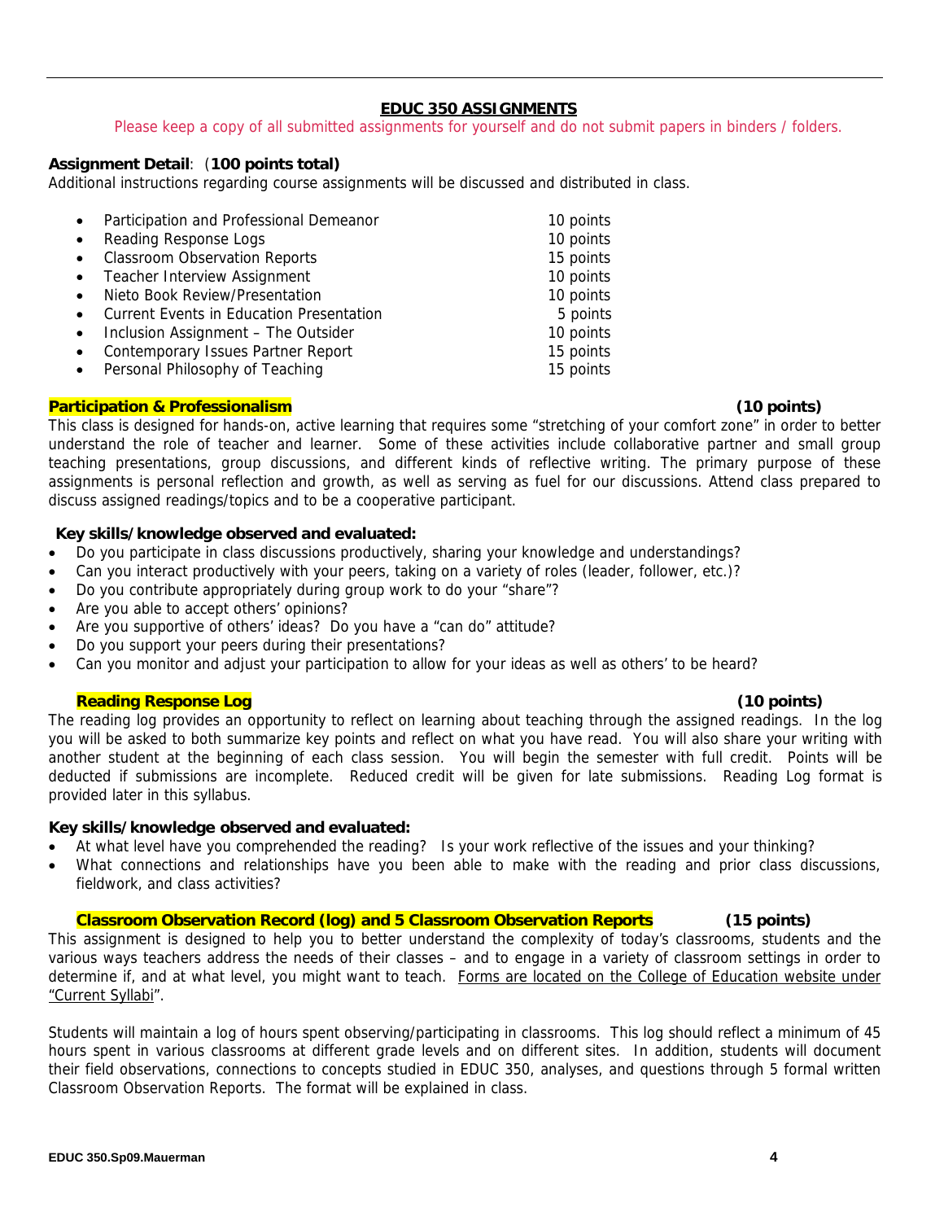## EDUC 350 ASSIGNMENTS

Please keep a copy of all submitted assignments for yourself and do not submit papers in binders / folders.

**Assignment Detail**: (**100 points total)**

Additional instructions regarding course assignments will be discussed and distributed in class.

- Participation and Professional Demeanor 10 points
- Reading Response Logs 10 points
- Classroom Observation Reports 15 points
- Teacher Interview Assignment 10 points
- Nieto Book Review/Presentation 10 points
- Current Events in Education Presentation 5 points
- Inclusion Assignment – The Outsider 10 points
- Contemporary Issues Partner Report 15 points
- Personal Philosophy of Teaching 15 points

### Participation & Professionalism (10 points)

This class is designed for hands-on, active learning that requires some "stretching of your comfort zone" in order to better understand the role of teacher and learner. Some of these activities include collaborative partner and small group teaching presentations, group discussions, and different kinds of reflective writing. The primary purpose of these assignments is personal reflection and growth, as well as serving as fuel for our discussions. Attend class prepared to discuss assigned readings/topics and to be a cooperative participant.

**Key skills/knowledge observed and evaluated:**

- Do you participate in class discussions productively, sharing your knowledge and understandings?
- Can you interact productively with your peers, taking on a variety of roles (leader, follower, etc.)?
- Do you contribute appropriately during group work to do your "share"?
- Are you able to accept others' opinions?
- Are you supportive of others' ideas? Do you have a "can do" attitude?
- Do you support your peers during their presentations?
- Can you monitor and adjust your participation to allow for your ideas as well as others' to be heard?

### Reading Response Log (10 points)

The reading log provides an opportunity to reflect on learning about teaching through the assigned readings. In the log you will be asked to both summarize key points and reflect on what you have read. You will also share your writing with another student at the beginning of each class session. You will begin the semester with full credit. Points will be deducted if submissions are incomplete. Reduced credit will be given for late submissions. Reading Log format is provided later in this syllabus.

**Key skills/knowledge observed and evaluated:**

- At what level have you comprehended the reading? Is your work reflective of the issues and your thinking?
- What connections and relationships have you been able to make with the reading and prior class discussions, fieldwork, and class activities?

### Classroom Observation Record (log) and 5 Classroom Observation Reports (15 points)

This assignment is designed to help you to better understand the complexity of today's classrooms, students and the various ways teachers address the needs of their classes – and to engage in a variety of classroom settings in order to determine if, and at what level, you might want to teach. Forms are located on the College of Education website under "Current Syllabi".

Students will maintain a log of hours spent observing/participating in classrooms. This log should reflect a minimum of 45 hours spent in various classrooms at different grade levels and on different sites. In addition, students will document their field observations, connections to concepts studied in EDUC 350, analyses, and questions through 5 formal written Classroom Observation Reports. The format will be explained in class.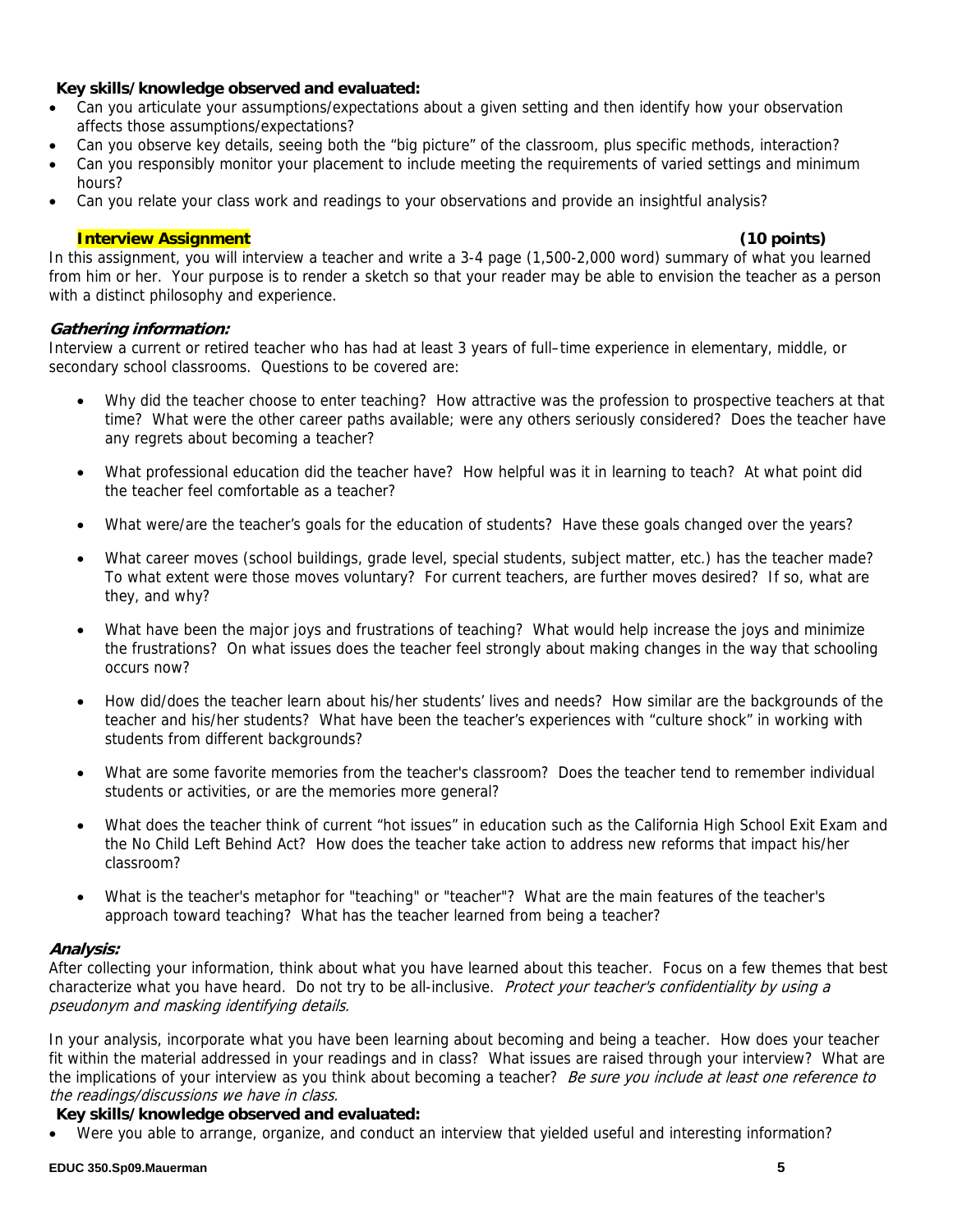**Key skills/knowledge observed and evaluated:**

- Can you articulate your assumptions/expectations about a given setting and then identify how your observation affects those assumptions/expectations?
- Can you observe key details, seeing both the "big picture" of the classroom, plus specific methods, interaction?
- Can you responsibly monitor your placement to include meeting the requirements of varied settings and minimum hours?
- Can you relate your class work and readings to your observations and provide an insightful analysis?

## Interview Assignment (10 points)

In this assignment, you will interview a teacher and write a 3-4 page (1,500-2,000 word) summary of what you learned from him or her. Your purpose is to render a sketch so that your reader may be able to envision the teacher as a person with a distinct philosophy and experience.

***Gathering information:***

Interview a current or retired teacher who has had at least 3 years of full–time experience in elementary, middle, or secondary school classrooms. Questions to be covered are:

- Why did the teacher choose to enter teaching? How attractive was the profession to prospective teachers at that time? What were the other career paths available; were any others seriously considered? Does the teacher have any regrets about becoming a teacher?
- What professional education did the teacher have? How helpful was it in learning to teach? At what point did the teacher feel comfortable as a teacher?
- What were/are the teacher's goals for the education of students? Have these goals changed over the years?
- What career moves (school buildings, grade level, special students, subject matter, etc.) has the teacher made? To what extent were those moves voluntary? For current teachers, are further moves desired? If so, what are they, and why?
- What have been the major joys and frustrations of teaching? What would help increase the joys and minimize the frustrations? On what issues does the teacher feel strongly about making changes in the way that schooling occurs now?
- How did/does the teacher learn about his/her students' lives and needs? How similar are the backgrounds of the teacher and his/her students? What have been the teacher's experiences with "culture shock" in working with students from different backgrounds?
- What are some favorite memories from the teacher's classroom? Does the teacher tend to remember individual students or activities, or are the memories more general?
- What does the teacher think of current "hot issues" in education such as the California High School Exit Exam and the No Child Left Behind Act? How does the teacher take action to address new reforms that impact his/her classroom?
- What is the teacher's metaphor for "teaching" or "teacher"? What are the main features of the teacher's approach toward teaching? What has the teacher learned from being a teacher?

***Analysis:***

After collecting your information, think about what you have learned about this teacher. Focus on a few themes that best characterize what you have heard. Do not try to be all-inclusive. *Protect your teacher's confidentiality by using a pseudonym and masking identifying details.*

In your analysis, incorporate what you have been learning about becoming and being a teacher. How does your teacher fit within the material addressed in your readings and in class? What issues are raised through your interview? What are the implications of your interview as you think about becoming a teacher? *Be sure you include at least one reference to the readings/discussions we have in class.*

**Key skills/knowledge observed and evaluated:**

- Were you able to arrange, organize, and conduct an interview that yielded useful and interesting information?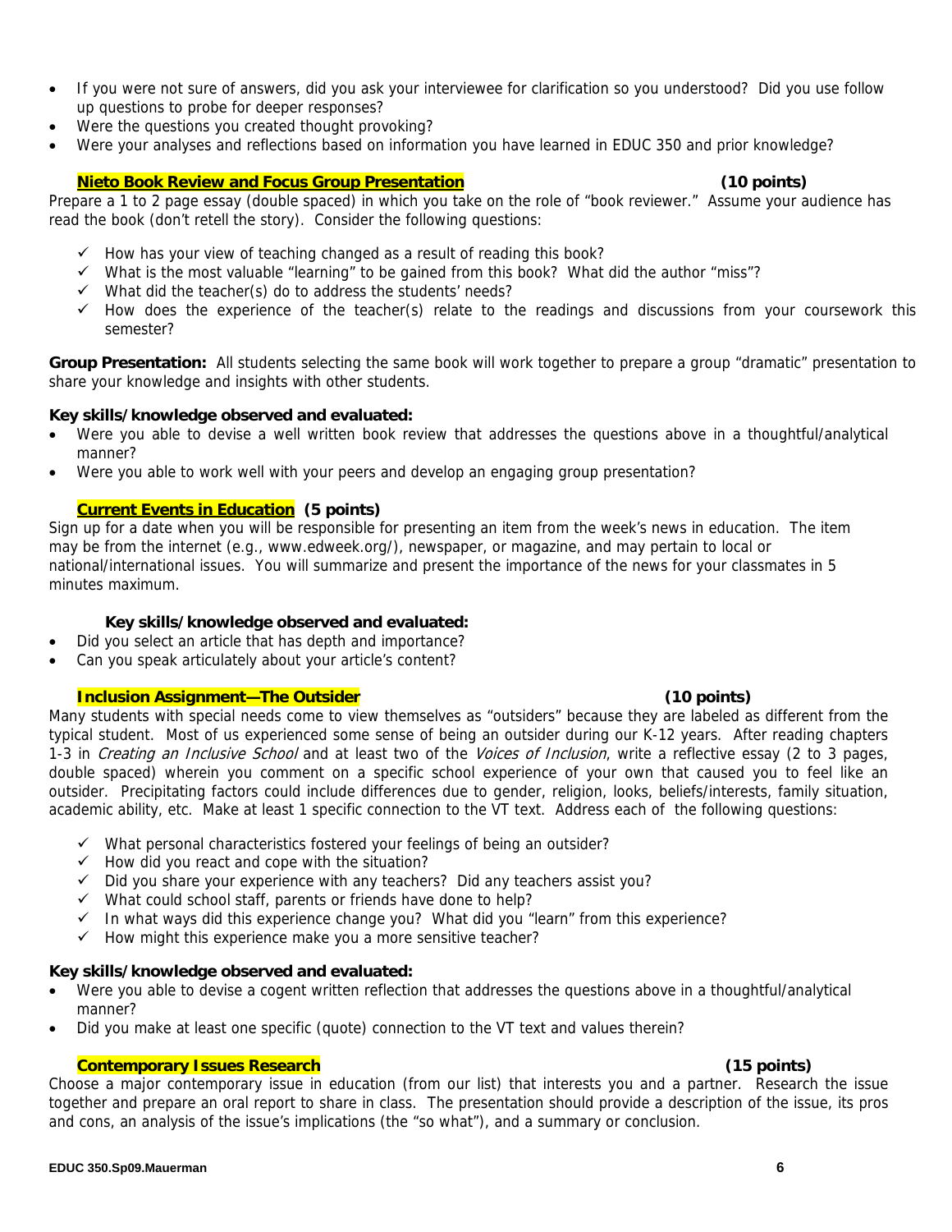- If you were not sure of answers, did you ask your interviewee for clarification so you understood? Did you use follow up questions to probe for deeper responses?
- Were the questions you created thought provoking?
- Were your analyses and reflections based on information you have learned in EDUC 350 and prior knowledge?

### Nieto Book Review and Focus Group Presentation (10 points)

Prepare a 1 to 2 page essay (double spaced) in which you take on the role of "book reviewer." Assume your audience has read the book (don't retell the story). Consider the following questions:

- ✓ How has your view of teaching changed as a result of reading this book?
- ✓ What is the most valuable "learning" to be gained from this book? What did the author "miss"?
- ✓ What did the teacher(s) do to address the students' needs?
- ✓ How does the experience of the teacher(s) relate to the readings and discussions from your coursework this semester?

**Group Presentation:** All students selecting the same book will work together to prepare a group "dramatic" presentation to share your knowledge and insights with other students.

**Key skills/knowledge observed and evaluated:**

- Were you able to devise a well written book review that addresses the questions above in a thoughtful/analytical manner?
- Were you able to work well with your peers and develop an engaging group presentation?

### Current Events in Education (5 points)

Sign up for a date when you will be responsible for presenting an item from the week's news in education. The item may be from the internet (e.g., www.edweek.org/), newspaper, or magazine, and may pertain to local or national/international issues. You will summarize and present the importance of the news for your classmates in 5 minutes maximum.

**Key skills/knowledge observed and evaluated:**

- Did you select an article that has depth and importance?
- Can you speak articulately about your article's content?

### Inclusion Assignment—The Outsider (10 points)

Many students with special needs come to view themselves as "outsiders" because they are labeled as different from the typical student. Most of us experienced some sense of being an outsider during our K-12 years. After reading chapters 1-3 in *Creating an Inclusive School* and at least two of the *Voices of Inclusion*, write a reflective essay (2 to 3 pages, double spaced) wherein you comment on a specific school experience of your own that caused you to feel like an outsider. Precipitating factors could include differences due to gender, religion, looks, beliefs/interests, family situation, academic ability, etc. Make at least 1 specific connection to the VT text. Address each of the following questions:

- ✓ What personal characteristics fostered your feelings of being an outsider?
- ✓ How did you react and cope with the situation?
- ✓ Did you share your experience with any teachers? Did any teachers assist you?
- ✓ What could school staff, parents or friends have done to help?
- ✓ In what ways did this experience change you? What did you "learn" from this experience?
- ✓ How might this experience make you a more sensitive teacher?

**Key skills/knowledge observed and evaluated:**

- Were you able to devise a cogent written reflection that addresses the questions above in a thoughtful/analytical manner?
- Did you make at least one specific (quote) connection to the VT text and values therein?

### Contemporary Issues Research (15 points)

Choose a major contemporary issue in education (from our list) that interests you and a partner. Research the issue together and prepare an oral report to share in class. The presentation should provide a description of the issue, its pros and cons, an analysis of the issue's implications (the "so what"), and a summary or conclusion.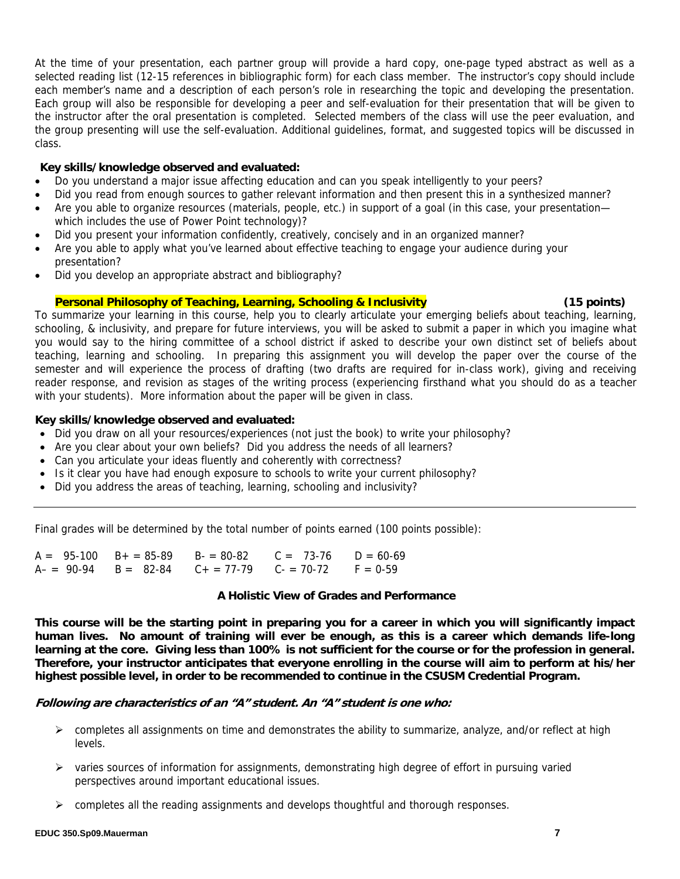At the time of your presentation, each partner group will provide a hard copy, one-page typed abstract as well as a selected reading list (12-15 references in bibliographic form) for each class member. The instructor's copy should include each member's name and a description of each person's role in researching the topic and developing the presentation. Each group will also be responsible for developing a peer and self-evaluation for their presentation that will be given to the instructor after the oral presentation is completed. Selected members of the class will use the peer evaluation, and the group presenting will use the self-evaluation. Additional guidelines, format, and suggested topics will be discussed in class.

**Key skills/knowledge observed and evaluated:**

- Do you understand a major issue affecting education and can you speak intelligently to your peers?
- Did you read from enough sources to gather relevant information and then present this in a synthesized manner?
- Are you able to organize resources (materials, people, etc.) in support of a goal (in this case, your presentation—which includes the use of Power Point technology)?
- Did you present your information confidently, creatively, concisely and in an organized manner?
- Are you able to apply what you've learned about effective teaching to engage your audience during your presentation?
- Did you develop an appropriate abstract and bibliography?

**Personal Philosophy of Teaching, Learning, Schooling & Inclusivity** **(15 points)**

To summarize your learning in this course, help you to clearly articulate your emerging beliefs about teaching, learning, schooling, & inclusivity, and prepare for future interviews, you will be asked to submit a paper in which you imagine what you would say to the hiring committee of a school district if asked to describe your own distinct set of beliefs about teaching, learning and schooling. In preparing this assignment you will develop the paper over the course of the semester and will experience the process of drafting (two drafts are required for in-class work), giving and receiving reader response, and revision as stages of the writing process (experiencing firsthand what you should do as a teacher with your students). More information about the paper will be given in class.

**Key skills/knowledge observed and evaluated:**

- Did you draw on all your resources/experiences (not just the book) to write your philosophy?
- Are you clear about your own beliefs? Did you address the needs of all learners?
- Can you articulate your ideas fluently and coherently with correctness?
- Is it clear you have had enough exposure to schools to write your current philosophy?
- Did you address the areas of teaching, learning, schooling and inclusivity?

---

Final grades will be determined by the total number of points earned (100 points possible):

| | | | | |
|---|---|---|---|---|
| A = 95-100 | B+ = 85-89 | B- = 80-82 | C = 73-76 | D = 60-69 |
| A– = 90-94 | B = 82-84 | C+ = 77-79 | C- = 70-72 | F = 0-59 |

**A Holistic View of Grades and Performance**

**This course will be the starting point in preparing you for a career in which you will significantly impact human lives. No amount of training will ever be enough, as this is a career which demands life-long learning at the core. Giving less than 100% is not sufficient for the course or for the profession in general. Therefore, your instructor anticipates that everyone enrolling in the course will aim to perform at his/her highest possible level, in order to be recommended to continue in the CSUSM Credential Program.**

***Following are characteristics of an "A" student. An "A" student is one who:***

- completes all assignments on time and demonstrates the ability to summarize, analyze, and/or reflect at high levels.
- varies sources of information for assignments, demonstrating high degree of effort in pursuing varied perspectives around important educational issues.
- completes all the reading assignments and develops thoughtful and thorough responses.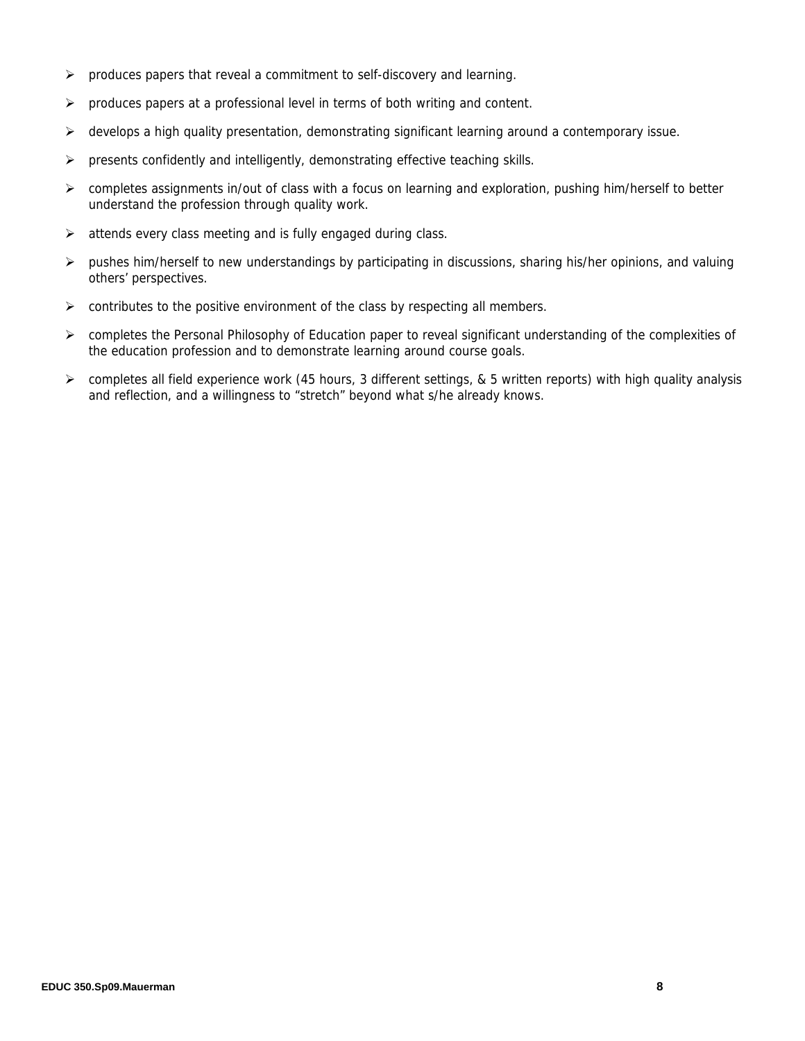- produces papers that reveal a commitment to self-discovery and learning.
- produces papers at a professional level in terms of both writing and content.
- develops a high quality presentation, demonstrating significant learning around a contemporary issue.
- presents confidently and intelligently, demonstrating effective teaching skills.
- completes assignments in/out of class with a focus on learning and exploration, pushing him/herself to better understand the profession through quality work.
- attends every class meeting and is fully engaged during class.
- pushes him/herself to new understandings by participating in discussions, sharing his/her opinions, and valuing others' perspectives.
- contributes to the positive environment of the class by respecting all members.
- completes the Personal Philosophy of Education paper to reveal significant understanding of the complexities of the education profession and to demonstrate learning around course goals.
- completes all field experience work (45 hours, 3 different settings, & 5 written reports) with high quality analysis and reflection, and a willingness to "stretch" beyond what s/he already knows.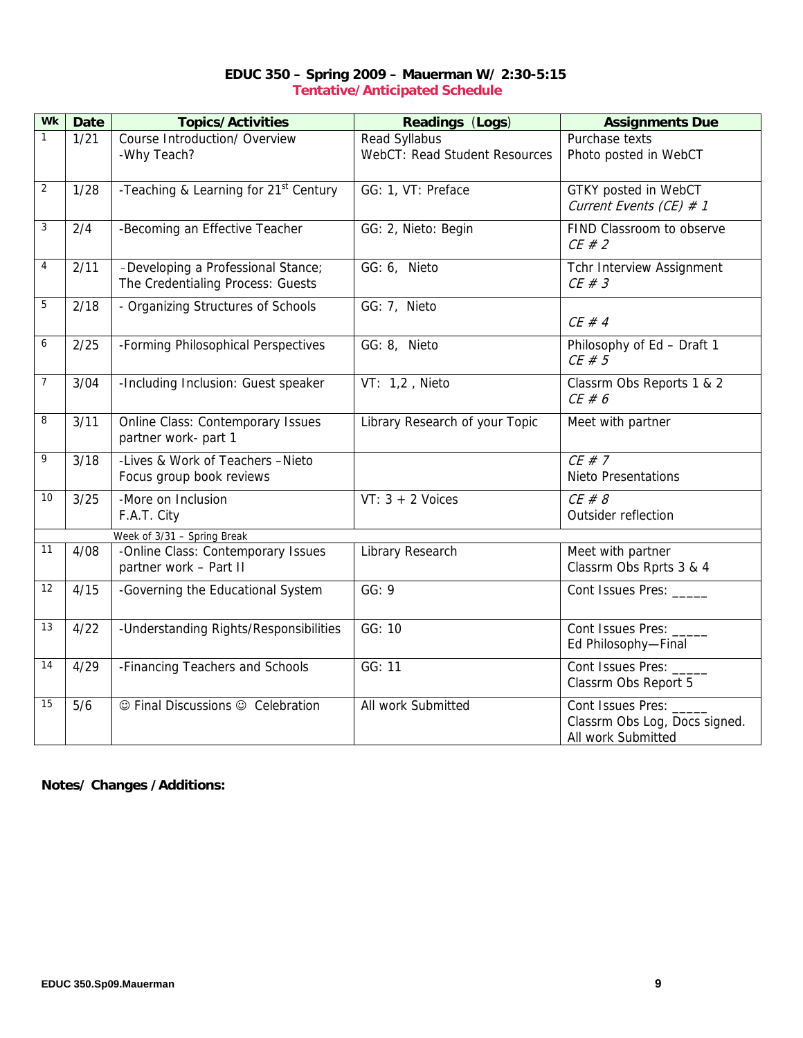**EDUC 350 – Spring 2009 – Mauerman W/ 2:30-5:15**

**Tentative/Anticipated Schedule**

| Wk | Date | Topics/Activities | Readings (Logs) | Assignments Due |
|---|---|---|---|---|
| 1 | 1/21 | Course Introduction/ Overview<br>-Why Teach? | Read Syllabus<br>WebCT: Read Student Resources | Purchase texts<br>Photo posted in WebCT |
| 2 | 1/28 | -Teaching & Learning for 21st Century | GG: 1, VT: Preface | GTKY posted in WebCT<br>*Current Events (CE) # 1* |
| 3 | 2/4 | -Becoming an Effective Teacher | GG: 2, Nieto: Begin | FIND Classroom to observe<br>*CE # 2* |
| 4 | 2/11 | –Developing a Professional Stance;<br>The Credentialing Process: Guests | GG: 6, Nieto | Tchr Interview Assignment<br>*CE # 3* |
| 5 | 2/18 | - Organizing Structures of Schools | GG: 7, Nieto | *CE # 4* |
| 6 | 2/25 | -Forming Philosophical Perspectives | GG: 8, Nieto | Philosophy of Ed – Draft 1<br>*CE # 5* |
| 7 | 3/04 | -Including Inclusion: Guest speaker | VT: 1,2 , Nieto | Classrm Obs Reports 1 & 2<br>*CE # 6* |
| 8 | 3/11 | Online Class: Contemporary Issues partner work- part 1 | Library Research of your Topic | Meet with partner |
| 9 | 3/18 | -Lives & Work of Teachers –Nieto<br>Focus group book reviews | | *CE # 7*<br>Nieto Presentations |
| 10 | 3/25 | -More on Inclusion<br>F.A.T. City | VT: 3 + 2 Voices | *CE # 8*<br>Outsider reflection |
| | | Week of 3/31 – Spring Break | | |
| 11 | 4/08 | -Online Class: Contemporary Issues partner work – Part II | Library Research | Meet with partner<br>Classrm Obs Rprts 3 & 4 |
| 12 | 4/15 | -Governing the Educational System | GG: 9 | Cont Issues Pres: _____ |
| 13 | 4/22 | -Understanding Rights/Responsibilities | GG: 10 | Cont Issues Pres: _____<br>Ed Philosophy—Final |
| 14 | 4/29 | -Financing Teachers and Schools | GG: 11 | Cont Issues Pres: _____<br>Classrm Obs Report 5 |
| 15 | 5/6 | ☺ Final Discussions ☺ Celebration | All work Submitted | Cont Issues Pres: _____<br>Classrm Obs Log, Docs signed.<br>All work Submitted |

**Notes/ Changes /Additions:**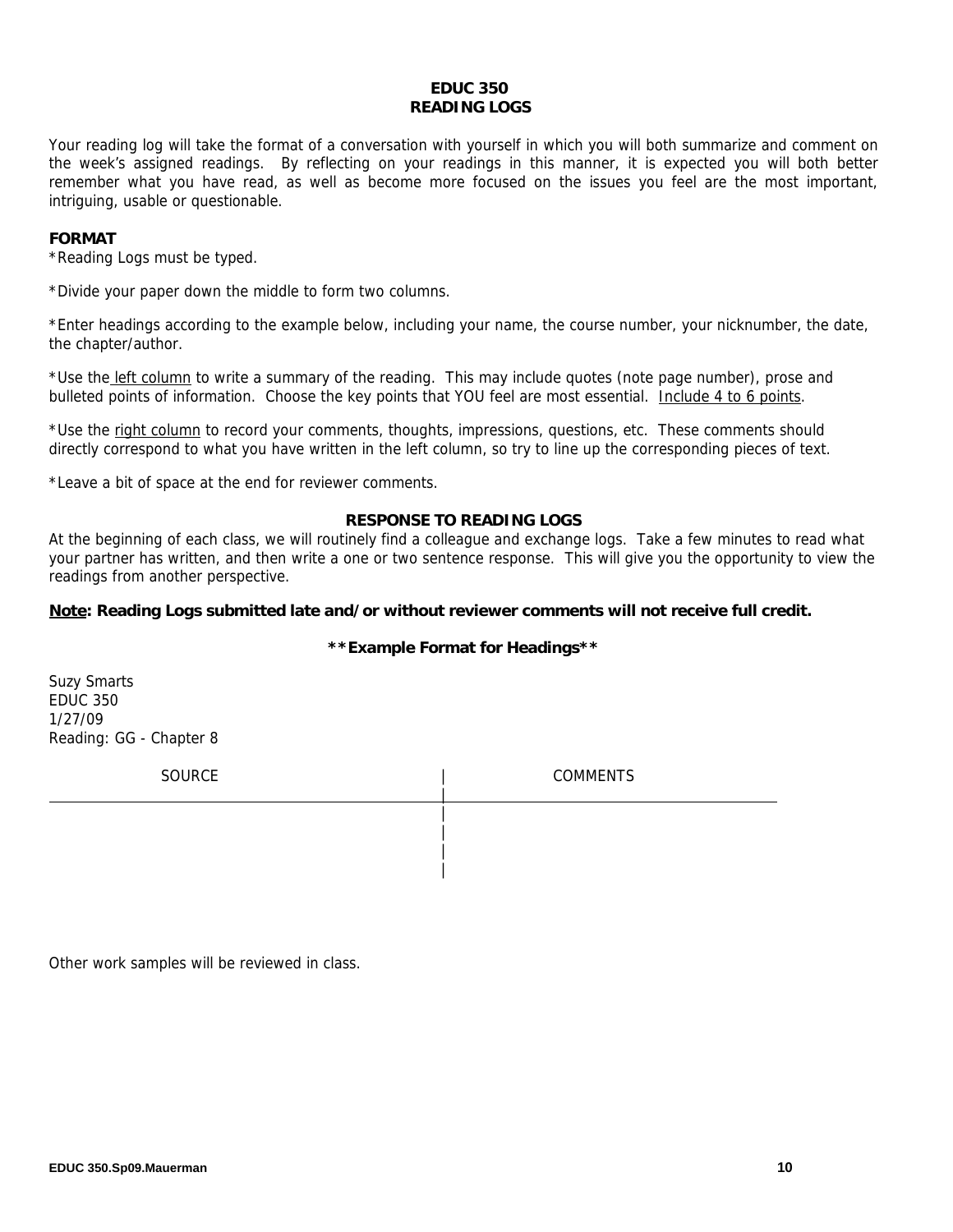# EDUC 350
# READING LOGS

Your reading log will take the format of a conversation with yourself in which you will both summarize and comment on the week's assigned readings. By reflecting on your readings in this manner, it is expected you will both better remember what you have read, as well as become more focused on the issues you feel are the most important, intriguing, usable or questionable.

**FORMAT**

*Reading Logs must be typed.

*Divide your paper down the middle to form two columns.

*Enter headings according to the example below, including your name, the course number, your nicknumber, the date, the chapter/author.

*Use the left column to write a summary of the reading. This may include quotes (note page number), prose and bulleted points of information. Choose the key points that YOU feel are most essential. Include 4 to 6 points.

*Use the right column to record your comments, thoughts, impressions, questions, etc. These comments should directly correspond to what you have written in the left column, so try to line up the corresponding pieces of text.

*Leave a bit of space at the end for reviewer comments.

## RESPONSE TO READING LOGS

At the beginning of each class, we will routinely find a colleague and exchange logs. Take a few minutes to read what your partner has written, and then write a one or two sentence response. This will give you the opportunity to view the readings from another perspective.

**Note: Reading Logs submitted late and/or without reviewer comments will not receive full credit.**

**\*\*Example Format for Headings\*\***

Suzy Smarts
EDUC 350
1/27/09
Reading: GG - Chapter 8

| SOURCE | COMMENTS |
|---|---|
| | |

Other work samples will be reviewed in class.